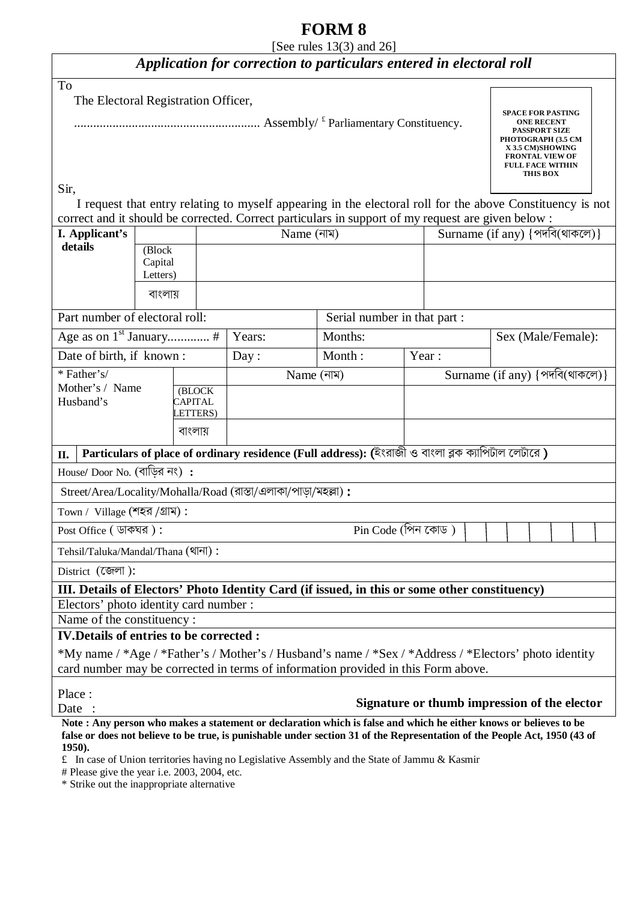# FORM 8

[See rules 13(3) and 26]

## *Application for correction to particulars entered in electoral roll*

To

The Electoral Registration Officer,

.......................................................... Assembly/ [£] Parliamentary Constituency.

**SPACE FOR PASTING ONE RECENT PASSPORT SIZE PHOTOGRAPH (3.5 CM X 3.5 CM)SHOWING FRONTAL VIEW OF FULL FACE WITHIN THIS BOX**

Sir,

I request that entry relating to myself appearing in the electoral roll for the above Constituency is not correct and it should be corrected. Correct particulars in support of my request are given below :

| **I. Applicant's details** | | Name (নাম) | | Surname (if any) {পদবি(থাকলে)} |
|---|---|---|---|---|
| | (Block Capital Letters) | | | |
| | বাংলায় | | | |
| Part number of electoral roll: | | | Serial number in that part : | |
| Age as on 1st January............. # | | Years: | Months: | Sex (Male/Female): |
| Date of birth, if known : | | Day : | Month : | Year : |
| * Father's/ Mother's / Name Husband's | | Name (নাম) | | Surname (if any) {পদবি(থাকলে)} |
| | (BLOCK CAPITAL LETTERS) | | | |
| | বাংলায় | | | |

**II. Particulars of place of ordinary residence (Full address): (ইংরাজী ও বাংলা ব্লক ক্যাপিটাল লেটারে )**

House/ Door No. (বাড়ির নং) **:**

Street/Area/Locality/Mohalla/Road (রাস্তা/এলাকা/পাড়া/মহল্লা) **:**

Town / Village (শহর /গ্রাম) :

Post Office ( ডাকঘর ) : Pin Code (পিন কোড ) | | | | | | |

Tehsil/Taluka/Mandal/Thana (থানা) :

District (জেলা ):

**III. Details of Electors' Photo Identity Card (if issued, in this or some other constituency)**

Electors' photo identity card number :

Name of the constituency :

**IV.Details of entries to be corrected :**

*My name / *Age / *Father's / Mother's / Husband's name / *Sex / *Address / *Electors' photo identity card number may be corrected in terms of information provided in this Form above.

Place :

Date :

**Signature or thumb impression of the elector**

**Note : Any person who makes a statement or declaration which is false and which he either knows or believes to be false or does not believe to be true, is punishable under section 31 of the Representation of the People Act, 1950 (43 of 1950).**

£ In case of Union territories having no Legislative Assembly and the State of Jammu & Kasmir

# Please give the year i.e. 2003, 2004, etc.

* Strike out the inappropriate alternative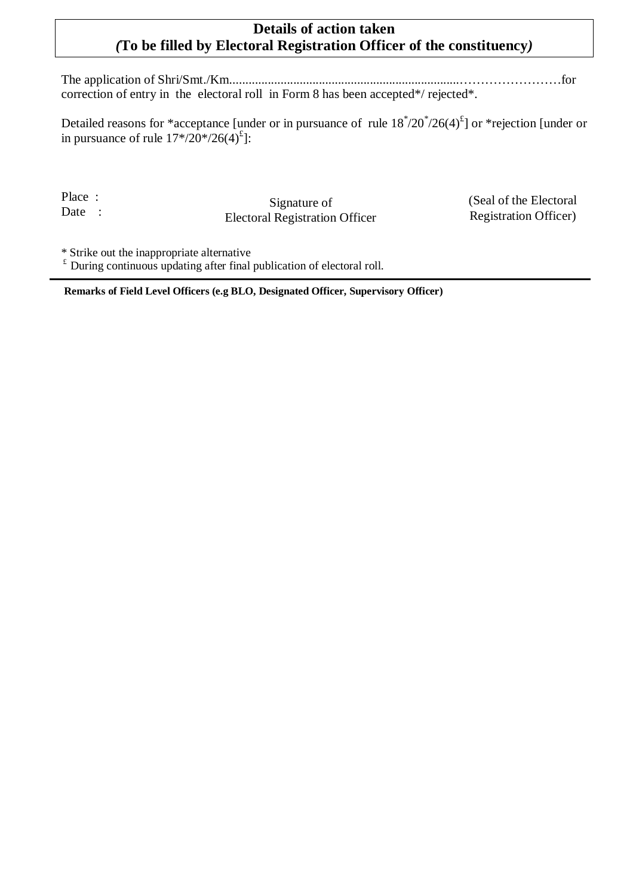**Details of action taken**
***(*****To be filled by Electoral Registration Officer of the constituency*****)***

The application of Shri/Smt./Km.........................................................................……………………for correction of entry in the electoral roll in Form 8 has been accepted*/ rejected*.

Detailed reasons for *acceptance [under or in pursuance of rule 18*/20*/26(4)£] or *rejection [under or in pursuance of rule 17*/20*/26(4)£]:

Place :
Date :

Signature of
Electoral Registration Officer

(Seal of the Electoral
Registration Officer)

* Strike out the inappropriate alternative
£ During continuous updating after final publication of electoral roll.

---

**Remarks of Field Level Officers (e.g BLO, Designated Officer, Supervisory Officer)**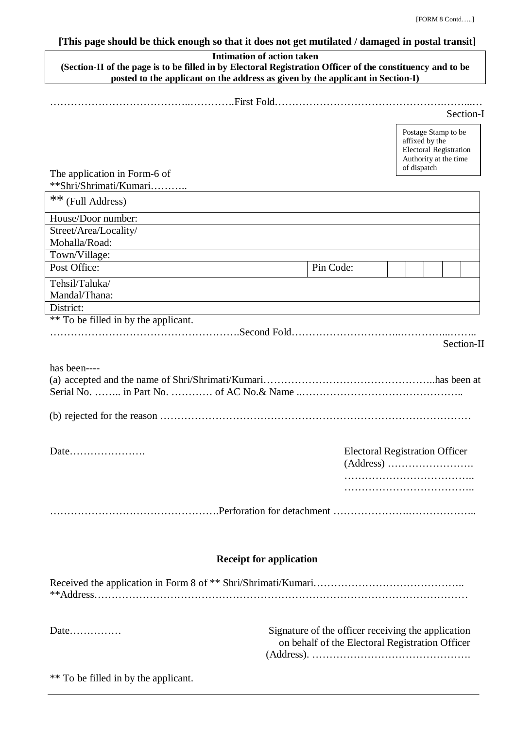[FORM 8 Contd…..]

**[This page should be thick enough so that it does not get mutilated / damaged in postal transit]**

**Intimation of action taken**
**(Section-II of the page is to be filled in by Electoral Registration Officer of the constituency and to be posted to the applicant on the address as given by the applicant in Section-I)**

………………………………..………….First Fold…………………………………………….……...…

Section-I

Postage Stamp to be affixed by the Electoral Registration Authority at the time of dispatch

The application in Form-6 of
**Shri/Shrimati/Kumari………..

| ** (Full Address) | | | | | | | | |
|---|---|---|---|---|---|---|---|---|
| House/Door number: | | | | | | | | |
| Street/Area/Locality/ Mohalla/Road: | | | | | | | | |
| Town/Village: | | | | | | | | |
| Post Office: | Pin Code: | | | | | | | |
| Tehsil/Taluka/ Mandal/Thana: | | | | | | | | |
| District: | | | | | | | | |

** To be filled in by the applicant.

……………………………………………….Second Fold………………………..…………...……..

Section-II

has been----

(a) accepted and the name of Shri/Shrimati/Kumari…………………………………………..has been at Serial No. …….. in Part No. ………… of AC No.& Name ..………………………………………..

(b) rejected for the reason ………………………………………………………………………………

Date………………….

Electoral Registration Officer
(Address) …………………….
………………………………..
………………………………..

…………………………………………Perforation for detachment ………………….……………..

**Receipt for application**

Received the application in Form 8 of ** Shri/Shrimati/Kumari……………………………………..
**Address…………………………………………………………………………………………………

Date……………

Signature of the officer receiving the application on behalf of the Electoral Registration Officer (Address). ……………………………………….

** To be filled in by the applicant.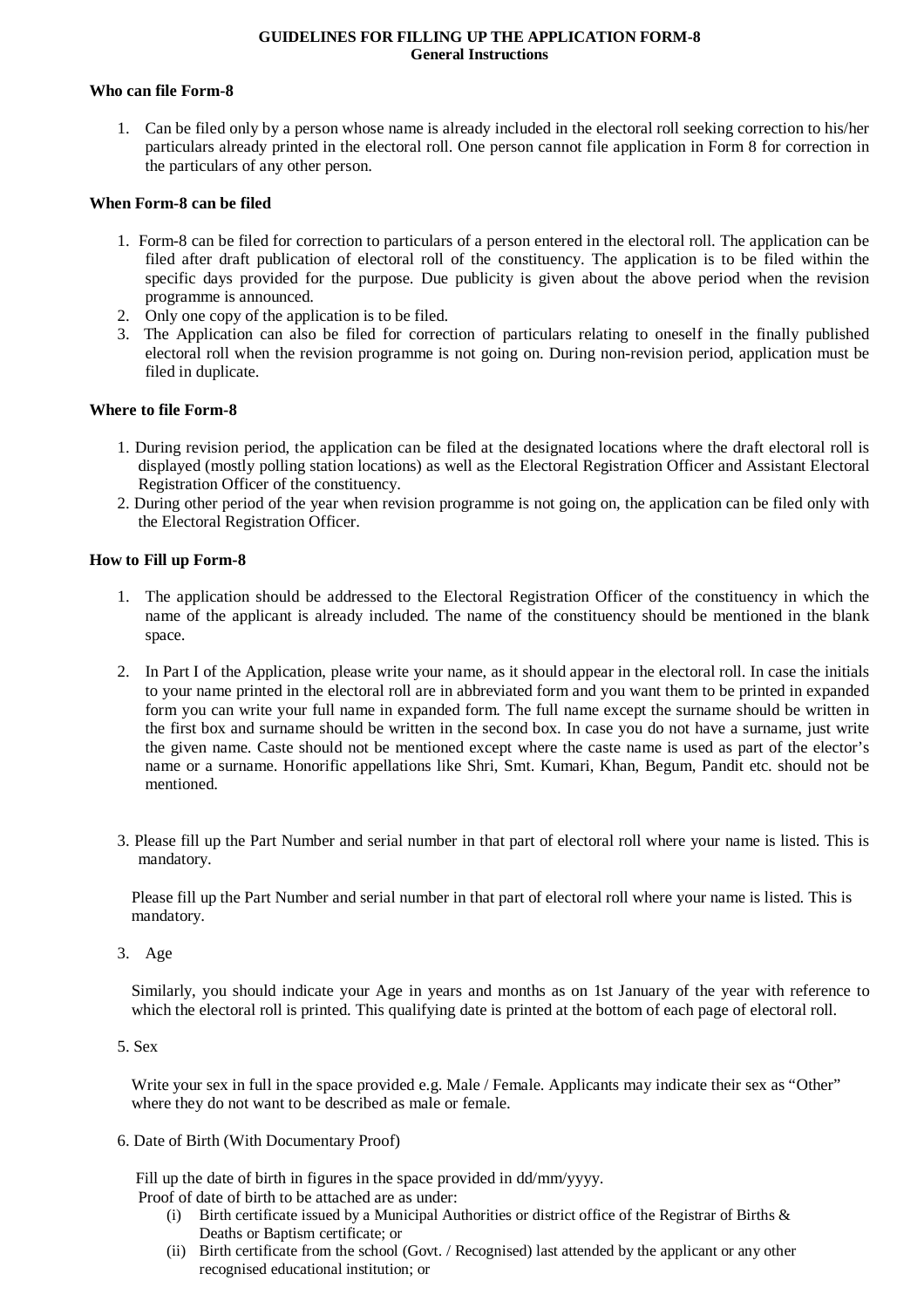**GUIDELINES FOR FILLING UP THE APPLICATION FORM-8**
**General Instructions**

### Who can file Form-8

1. Can be filed only by a person whose name is already included in the electoral roll seeking correction to his/her particulars already printed in the electoral roll. One person cannot file application in Form 8 for correction in the particulars of any other person.

### When Form-8 can be filed

1. Form-8 can be filed for correction to particulars of a person entered in the electoral roll. The application can be filed after draft publication of electoral roll of the constituency. The application is to be filed within the specific days provided for the purpose. Due publicity is given about the above period when the revision programme is announced.
2. Only one copy of the application is to be filed.
3. The Application can also be filed for correction of particulars relating to oneself in the finally published electoral roll when the revision programme is not going on. During non-revision period, application must be filed in duplicate.

### Where to file Form-8

1. During revision period, the application can be filed at the designated locations where the draft electoral roll is displayed (mostly polling station locations) as well as the Electoral Registration Officer and Assistant Electoral Registration Officer of the constituency.
2. During other period of the year when revision programme is not going on, the application can be filed only with the Electoral Registration Officer.

### How to Fill up Form-8

1. The application should be addressed to the Electoral Registration Officer of the constituency in which the name of the applicant is already included. The name of the constituency should be mentioned in the blank space.

2. In Part I of the Application, please write your name, as it should appear in the electoral roll. In case the initials to your name printed in the electoral roll are in abbreviated form and you want them to be printed in expanded form you can write your full name in expanded form. The full name except the surname should be written in the first box and surname should be written in the second box. In case you do not have a surname, just write the given name. Caste should not be mentioned except where the caste name is used as part of the elector's name or a surname. Honorific appellations like Shri, Smt. Kumari, Khan, Begum, Pandit etc. should not be mentioned.

3. Please fill up the Part Number and serial number in that part of electoral roll where your name is listed. This is mandatory.

   Please fill up the Part Number and serial number in that part of electoral roll where your name is listed. This is mandatory.

3. Age

   Similarly, you should indicate your Age in years and months as on 1st January of the year with reference to which the electoral roll is printed. This qualifying date is printed at the bottom of each page of electoral roll.

5. Sex

   Write your sex in full in the space provided e.g. Male / Female. Applicants may indicate their sex as "Other" where they do not want to be described as male or female.

6. Date of Birth (With Documentary Proof)

   Fill up the date of birth in figures in the space provided in dd/mm/yyyy.
   Proof of date of birth to be attached are as under:

   (i) Birth certificate issued by a Municipal Authorities or district office of the Registrar of Births & Deaths or Baptism certificate; or

   (ii) Birth certificate from the school (Govt. / Recognised) last attended by the applicant or any other recognised educational institution; or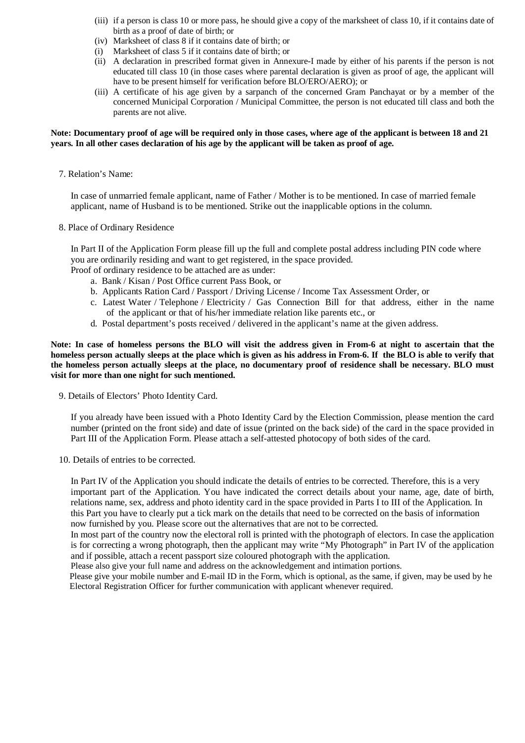(iii) if a person is class 10 or more pass, he should give a copy of the marksheet of class 10, if it contains date of birth as a proof of date of birth; or

(iv) Marksheet of class 8 if it contains date of birth; or

(i) Marksheet of class 5 if it contains date of birth; or

(ii) A declaration in prescribed format given in Annexure-I made by either of his parents if the person is not educated till class 10 (in those cases where parental declaration is given as proof of age, the applicant will have to be present himself for verification before BLO/ERO/AERO); or

(iii) A certificate of his age given by a sarpanch of the concerned Gram Panchayat or by a member of the concerned Municipal Corporation / Municipal Committee, the person is not educated till class and both the parents are not alive.

**Note: Documentary proof of age will be required only in those cases, where age of the applicant is between 18 and 21 years. In all other cases declaration of his age by the applicant will be taken as proof of age.**

7. Relation's Name:

In case of unmarried female applicant, name of Father / Mother is to be mentioned. In case of married female applicant, name of Husband is to be mentioned. Strike out the inapplicable options in the column.

8. Place of Ordinary Residence

In Part II of the Application Form please fill up the full and complete postal address including PIN code where you are ordinarily residing and want to get registered, in the space provided.
Proof of ordinary residence to be attached are as under:

a. Bank / Kisan / Post Office current Pass Book, or
b. Applicants Ration Card / Passport / Driving License / Income Tax Assessment Order, or
c. Latest Water / Telephone / Electricity / Gas Connection Bill for that address, either in the name of the applicant or that of his/her immediate relation like parents etc., or
d. Postal department's posts received / delivered in the applicant's name at the given address.

**Note: In case of homeless persons the BLO will visit the address given in From-6 at night to ascertain that the homeless person actually sleeps at the place which is given as his address in From-6. If the BLO is able to verify that the homeless person actually sleeps at the place, no documentary proof of residence shall be necessary. BLO must visit for more than one night for such mentioned.**

9. Details of Electors' Photo Identity Card.

If you already have been issued with a Photo Identity Card by the Election Commission, please mention the card number (printed on the front side) and date of issue (printed on the back side) of the card in the space provided in Part III of the Application Form. Please attach a self-attested photocopy of both sides of the card.

10. Details of entries to be corrected.

In Part IV of the Application you should indicate the details of entries to be corrected. Therefore, this is a very important part of the Application. You have indicated the correct details about your name, age, date of birth, relations name, sex, address and photo identity card in the space provided in Parts I to III of the Application. In this Part you have to clearly put a tick mark on the details that need to be corrected on the basis of information now furnished by you. Please score out the alternatives that are not to be corrected.

In most part of the country now the electoral roll is printed with the photograph of electors. In case the application is for correcting a wrong photograph, then the applicant may write "My Photograph" in Part IV of the application and if possible, attach a recent passport size coloured photograph with the application.

Please also give your full name and address on the acknowledgement and intimation portions.

Please give your mobile number and E-mail ID in the Form, which is optional, as the same, if given, may be used by he Electoral Registration Officer for further communication with applicant whenever required.